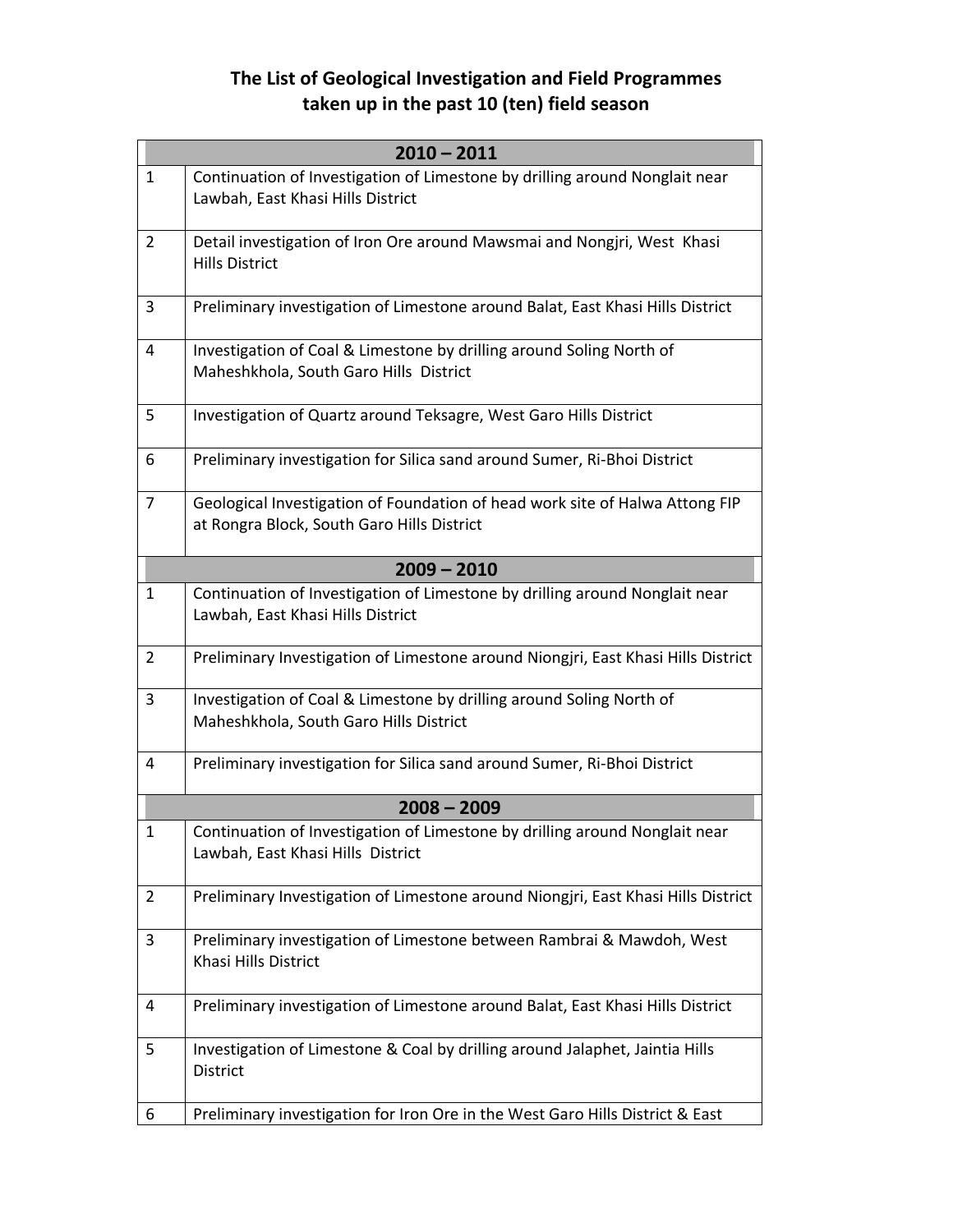# The List of Geological Investigation and Field Programmes taken up in the past 10 (ten) field season

| 2010 – 2011 | |
|---|---|
| 1 | Continuation of Investigation of Limestone by drilling around Nonglait near Lawbah, East Khasi Hills District |
| 2 | Detail investigation of Iron Ore around Mawsmai and Nongjri, West Khasi Hills District |
| 3 | Preliminary investigation of Limestone around Balat, East Khasi Hills District |
| 4 | Investigation of Coal & Limestone by drilling around Soling North of Maheshkhola, South Garo Hills District |
| 5 | Investigation of Quartz around Teksagre, West Garo Hills District |
| 6 | Preliminary investigation for Silica sand around Sumer, Ri-Bhoi District |
| 7 | Geological Investigation of Foundation of head work site of Halwa Attong FIP at Rongra Block, South Garo Hills District |
| **2009 – 2010** | |
| 1 | Continuation of Investigation of Limestone by drilling around Nonglait near Lawbah, East Khasi Hills District |
| 2 | Preliminary Investigation of Limestone around Niongjri, East Khasi Hills District |
| 3 | Investigation of Coal & Limestone by drilling around Soling North of Maheshkhola, South Garo Hills District |
| 4 | Preliminary investigation for Silica sand around Sumer, Ri-Bhoi District |
| **2008 – 2009** | |
| 1 | Continuation of Investigation of Limestone by drilling around Nonglait near Lawbah, East Khasi Hills District |
| 2 | Preliminary Investigation of Limestone around Niongjri, East Khasi Hills District |
| 3 | Preliminary investigation of Limestone between Rambrai & Mawdoh, West Khasi Hills District |
| 4 | Preliminary investigation of Limestone around Balat, East Khasi Hills District |
| 5 | Investigation of Limestone & Coal by drilling around Jalaphet, Jaintia Hills District |
| 6 | Preliminary investigation for Iron Ore in the West Garo Hills District & East |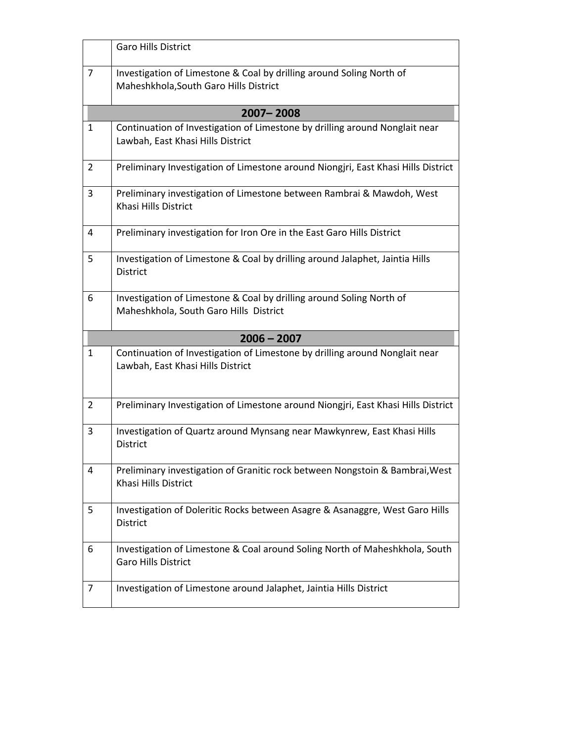| | |
|---|---|
| | Garo Hills District |
| 7 | Investigation of Limestone & Coal by drilling around Soling North of Maheshkhola,South Garo Hills District |
| **2007– 2008** | |
| 1 | Continuation of Investigation of Limestone by drilling around Nonglait near Lawbah, East Khasi Hills District |
| 2 | Preliminary Investigation of Limestone around Niongjri, East Khasi Hills District |
| 3 | Preliminary investigation of Limestone between Rambrai & Mawdoh, West Khasi Hills District |
| 4 | Preliminary investigation for Iron Ore in the East Garo Hills District |
| 5 | Investigation of Limestone & Coal by drilling around Jalaphet, Jaintia Hills District |
| 6 | Investigation of Limestone & Coal by drilling around Soling North of Maheshkhola, South Garo Hills District |
| **2006 – 2007** | |
| 1 | Continuation of Investigation of Limestone by drilling around Nonglait near Lawbah, East Khasi Hills District |
| 2 | Preliminary Investigation of Limestone around Niongjri, East Khasi Hills District |
| 3 | Investigation of Quartz around Mynsang near Mawkynrew, East Khasi Hills District |
| 4 | Preliminary investigation of Granitic rock between Nongstoin & Bambrai,West Khasi Hills District |
| 5 | Investigation of Doleritic Rocks between Asagre & Asanaggre, West Garo Hills District |
| 6 | Investigation of Limestone & Coal around Soling North of Maheshkhola, South Garo Hills District |
| 7 | Investigation of Limestone around Jalaphet, Jaintia Hills District |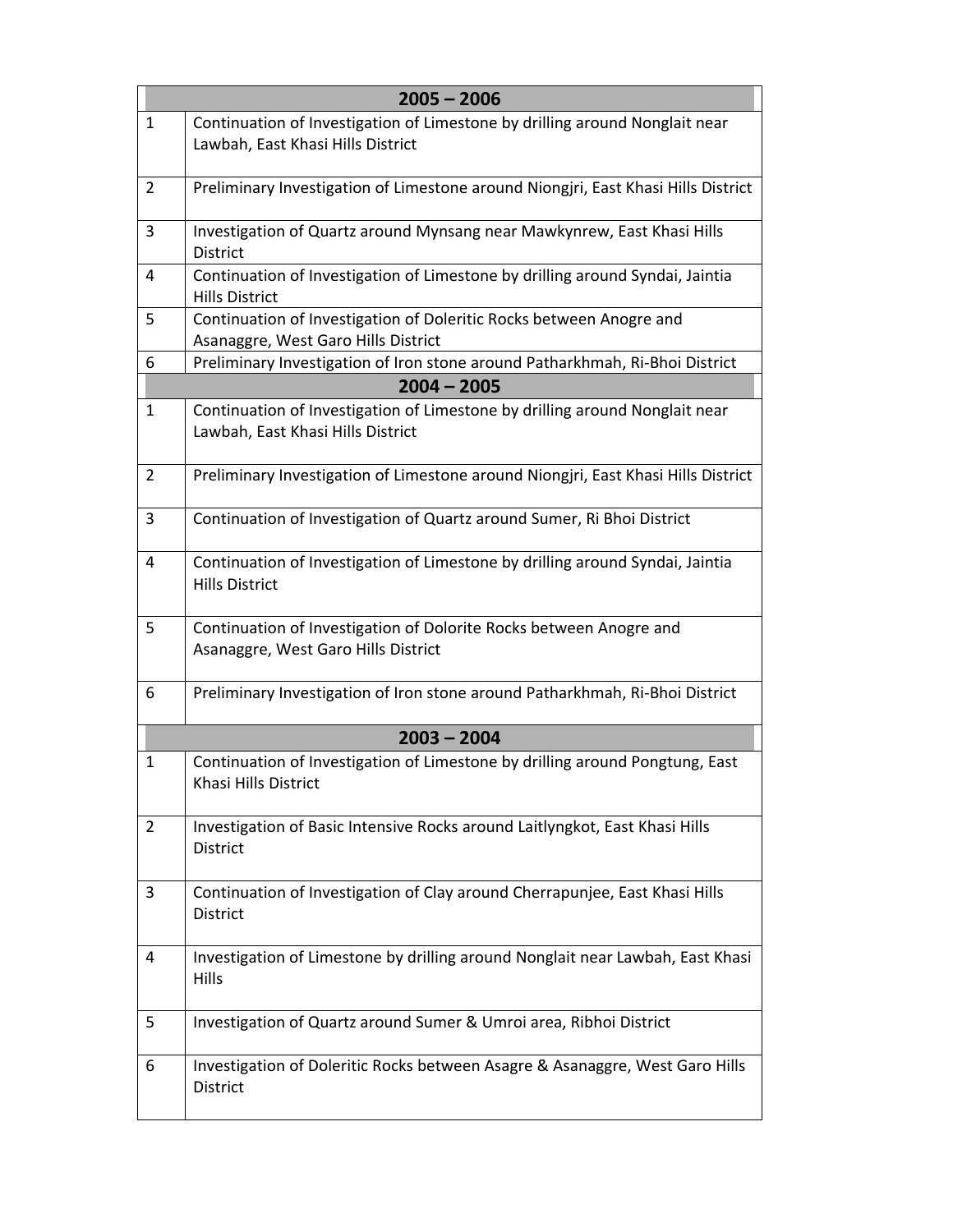| | 2005 – 2006 |
|---|---|
| 1 | Continuation of Investigation of Limestone by drilling around Nonglait near Lawbah, East Khasi Hills District |
| 2 | Preliminary Investigation of Limestone around Niongjri, East Khasi Hills District |
| 3 | Investigation of Quartz around Mynsang near Mawkynrew, East Khasi Hills District |
| 4 | Continuation of Investigation of Limestone by drilling around Syndai, Jaintia Hills District |
| 5 | Continuation of Investigation of Doleritic Rocks between Anogre and Asanaggre, West Garo Hills District |
| 6 | Preliminary Investigation of Iron stone around Patharkhmah, Ri-Bhoi District |
| | **2004 – 2005** |
| 1 | Continuation of Investigation of Limestone by drilling around Nonglait near Lawbah, East Khasi Hills District |
| 2 | Preliminary Investigation of Limestone around Niongjri, East Khasi Hills District |
| 3 | Continuation of Investigation of Quartz around Sumer, Ri Bhoi District |
| 4 | Continuation of Investigation of Limestone by drilling around Syndai, Jaintia Hills District |
| 5 | Continuation of Investigation of Dolorite Rocks between Anogre and Asanaggre, West Garo Hills District |
| 6 | Preliminary Investigation of Iron stone around Patharkhmah, Ri-Bhoi District |
| | **2003 – 2004** |
| 1 | Continuation of Investigation of Limestone by drilling around Pongtung, East Khasi Hills District |
| 2 | Investigation of Basic Intensive Rocks around Laitlyngkot, East Khasi Hills District |
| 3 | Continuation of Investigation of Clay around Cherrapunjee, East Khasi Hills District |
| 4 | Investigation of Limestone by drilling around Nonglait near Lawbah, East Khasi Hills |
| 5 | Investigation of Quartz around Sumer & Umroi area, Ribhoi District |
| 6 | Investigation of Doleritic Rocks between Asagre & Asanaggre, West Garo Hills District |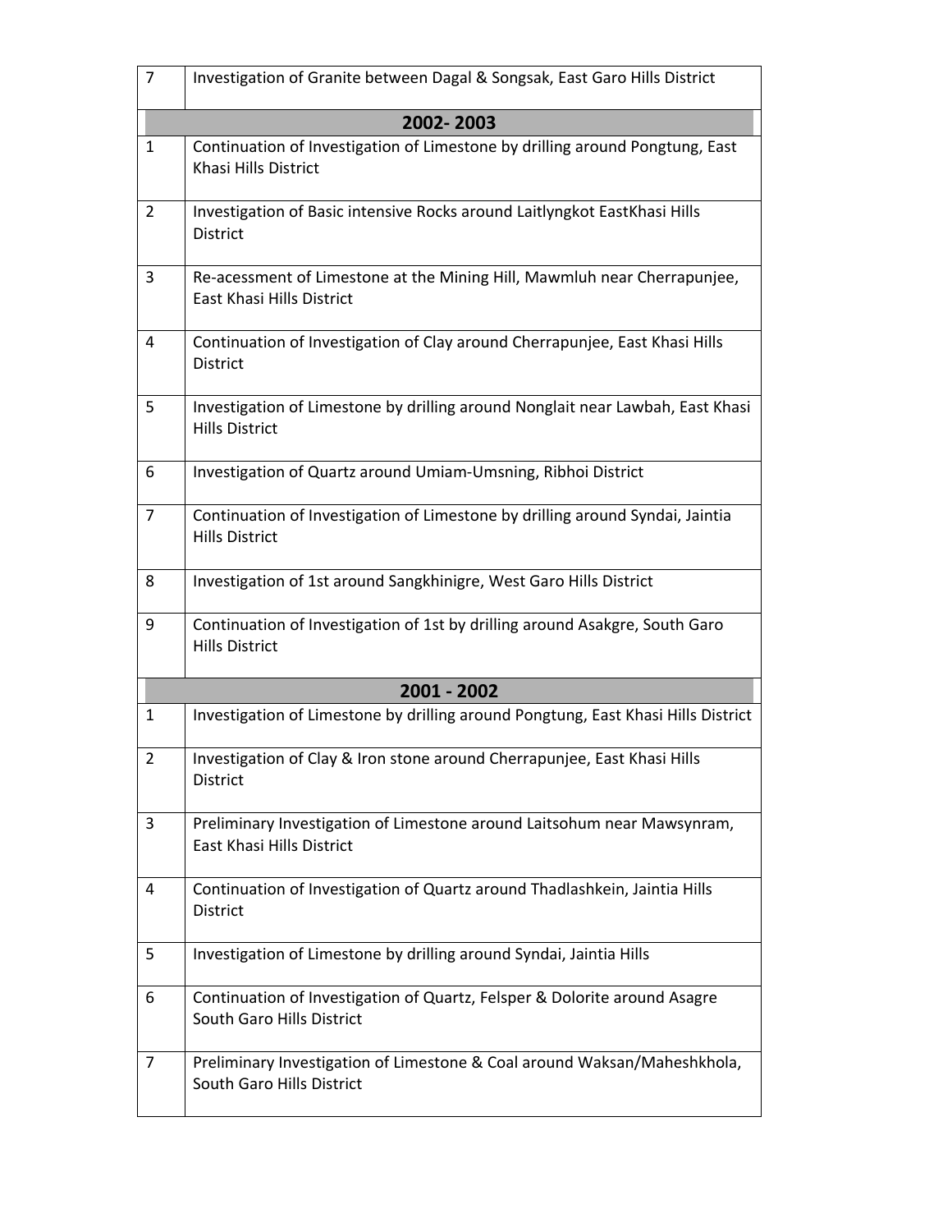| 7 | Investigation of Granite between Dagal & Songsak, East Garo Hills District |
|---|---|
| **2002- 2003** | |
| 1 | Continuation of Investigation of Limestone by drilling around Pongtung, East Khasi Hills District |
| 2 | Investigation of Basic intensive Rocks around Laitlyngkot EastKhasi Hills District |
| 3 | Re-acessment of Limestone at the Mining Hill, Mawmluh near Cherrapunjee, East Khasi Hills District |
| 4 | Continuation of Investigation of Clay around Cherrapunjee, East Khasi Hills District |
| 5 | Investigation of Limestone by drilling around Nonglait near Lawbah, East Khasi Hills District |
| 6 | Investigation of Quartz around Umiam-Umsning, Ribhoi District |
| 7 | Continuation of Investigation of Limestone by drilling around Syndai, Jaintia Hills District |
| 8 | Investigation of 1st around Sangkhinigre, West Garo Hills District |
| 9 | Continuation of Investigation of 1st by drilling around Asakgre, South Garo Hills District |
| **2001 - 2002** | |
| 1 | Investigation of Limestone by drilling around Pongtung, East Khasi Hills District |
| 2 | Investigation of Clay & Iron stone around Cherrapunjee, East Khasi Hills District |
| 3 | Preliminary Investigation of Limestone around Laitsohum near Mawsynram, East Khasi Hills District |
| 4 | Continuation of Investigation of Quartz around Thadlashkein, Jaintia Hills District |
| 5 | Investigation of Limestone by drilling around Syndai, Jaintia Hills |
| 6 | Continuation of Investigation of Quartz, Felsper & Dolorite around Asagre South Garo Hills District |
| 7 | Preliminary Investigation of Limestone & Coal around Waksan/Maheshkhola, South Garo Hills District |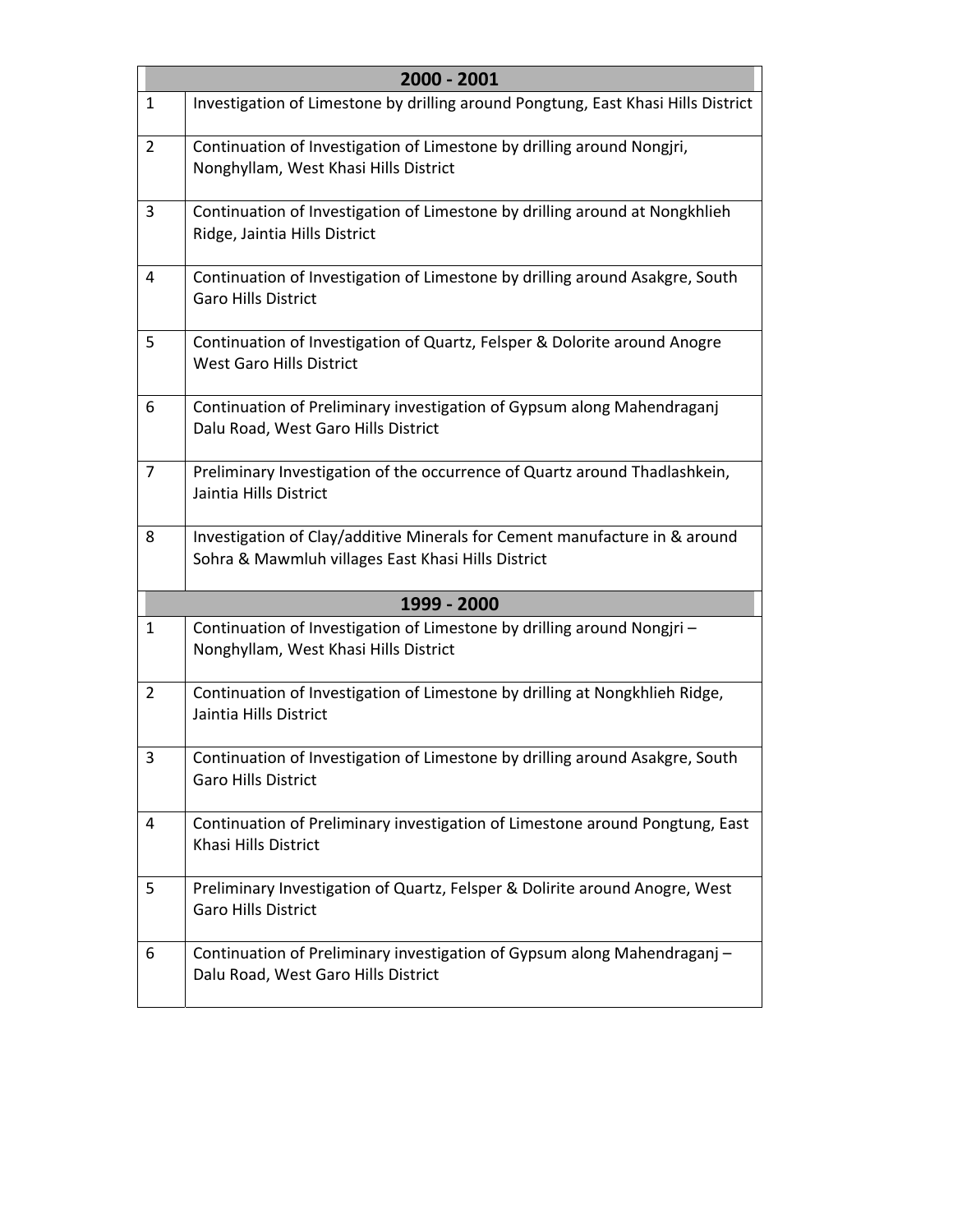| | |
|---|---|
| **2000 - 2001** | |
| 1 | Investigation of Limestone by drilling around Pongtung, East Khasi Hills District |
| 2 | Continuation of Investigation of Limestone by drilling around Nongjri, Nonghyllam, West Khasi Hills District |
| 3 | Continuation of Investigation of Limestone by drilling around at Nongkhlieh Ridge, Jaintia Hills District |
| 4 | Continuation of Investigation of Limestone by drilling around Asakgre, South Garo Hills District |
| 5 | Continuation of Investigation of Quartz, Felsper & Dolorite around Anogre West Garo Hills District |
| 6 | Continuation of Preliminary investigation of Gypsum along Mahendraganj Dalu Road, West Garo Hills District |
| 7 | Preliminary Investigation of the occurrence of Quartz around Thadlashkein, Jaintia Hills District |
| 8 | Investigation of Clay/additive Minerals for Cement manufacture in & around Sohra & Mawmluh villages East Khasi Hills District |
| **1999 - 2000** | |
| 1 | Continuation of Investigation of Limestone by drilling around Nongjri – Nonghyllam, West Khasi Hills District |
| 2 | Continuation of Investigation of Limestone by drilling at Nongkhlieh Ridge, Jaintia Hills District |
| 3 | Continuation of Investigation of Limestone by drilling around Asakgre, South Garo Hills District |
| 4 | Continuation of Preliminary investigation of Limestone around Pongtung, East Khasi Hills District |
| 5 | Preliminary Investigation of Quartz, Felsper & Dolirite around Anogre, West Garo Hills District |
| 6 | Continuation of Preliminary investigation of Gypsum along Mahendraganj – Dalu Road, West Garo Hills District |